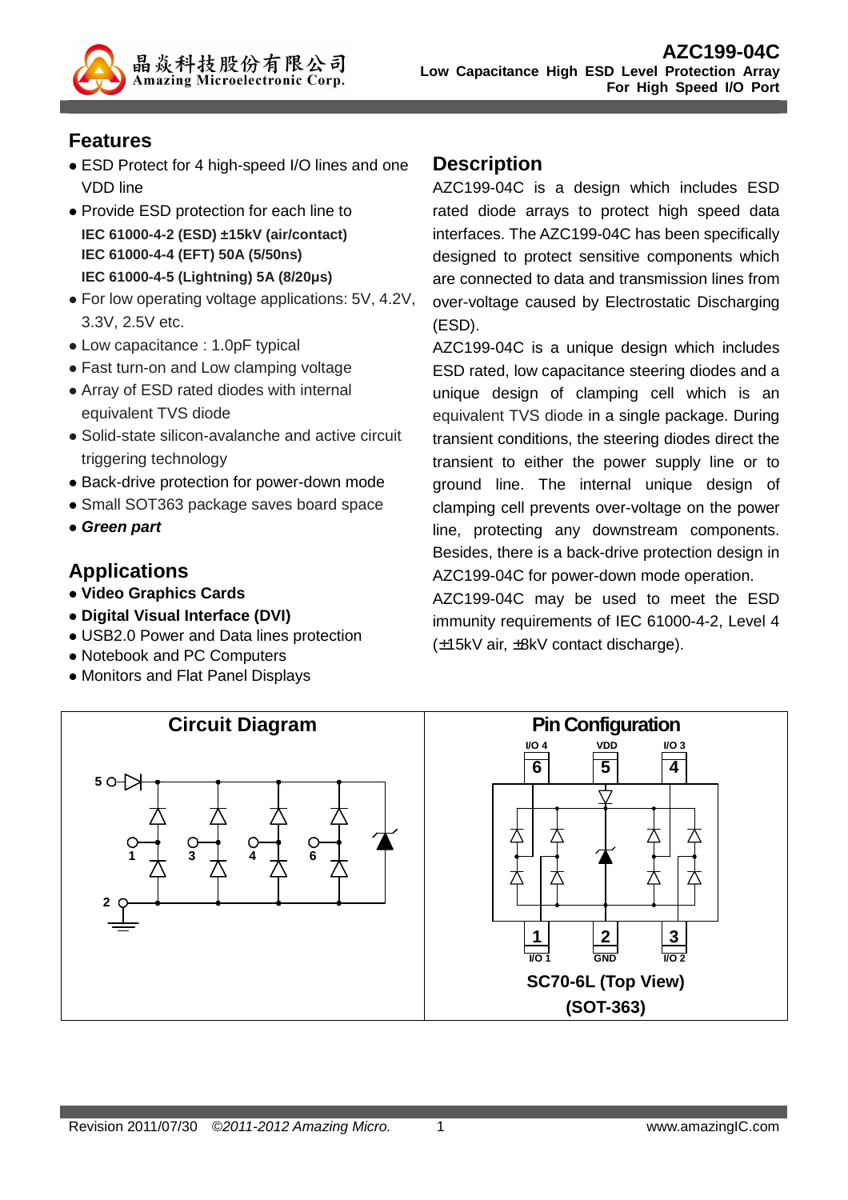# AZC199-04C

**Low Capacitance High ESD Level Protection Array For High Speed I/O Port**

## Features

- ESD Protect for 4 high-speed I/O lines and one VDD line
- Provide ESD protection for each line to
  **IEC 61000-4-2 (ESD) ±15kV (air/contact)**
  **IEC 61000-4-4 (EFT) 50A (5/50ns)**
  **IEC 61000-4-5 (Lightning) 5A (8/20μs)**
- For low operating voltage applications: 5V, 4.2V, 3.3V, 2.5V etc.
- Low capacitance : 1.0pF typical
- Fast turn-on and Low clamping voltage
- Array of ESD rated diodes with internal equivalent TVS diode
- Solid-state silicon-avalanche and active circuit triggering technology
- Back-drive protection for power-down mode
- Small SOT363 package saves board space
- ***Green part***

## Applications

- **Video Graphics Cards**
- **Digital Visual Interface (DVI)**
- USB2.0 Power and Data lines protection
- Notebook and PC Computers
- Monitors and Flat Panel Displays

## Description

AZC199-04C is a design which includes ESD rated diode arrays to protect high speed data interfaces. The AZC199-04C has been specifically designed to protect sensitive components which are connected to data and transmission lines from over-voltage caused by Electrostatic Discharging (ESD).

AZC199-04C is a unique design which includes ESD rated, low capacitance steering diodes and a unique design of clamping cell which is an equivalent TVS diode in a single package. During transient conditions, the steering diodes direct the transient to either the power supply line or to ground line. The internal unique design of clamping cell prevents over-voltage on the power line, protecting any downstream components. Besides, there is a back-drive protection design in AZC199-04C for power-down mode operation.

AZC199-04C may be used to meet the ESD immunity requirements of IEC 61000-4-2, Level 4 (±15kV air, ±8kV contact discharge).

## Circuit Diagram

## Pin Configuration

I/O 4 (6), VDD (5), I/O 3 (4)

I/O 1 (1), GND (2), I/O 2 (3)

**SC70-6L (Top View)**
**(SOT-363)**

Revision 2011/07/30 *©2011-2012 Amazing Micro.* www.amazingIC.com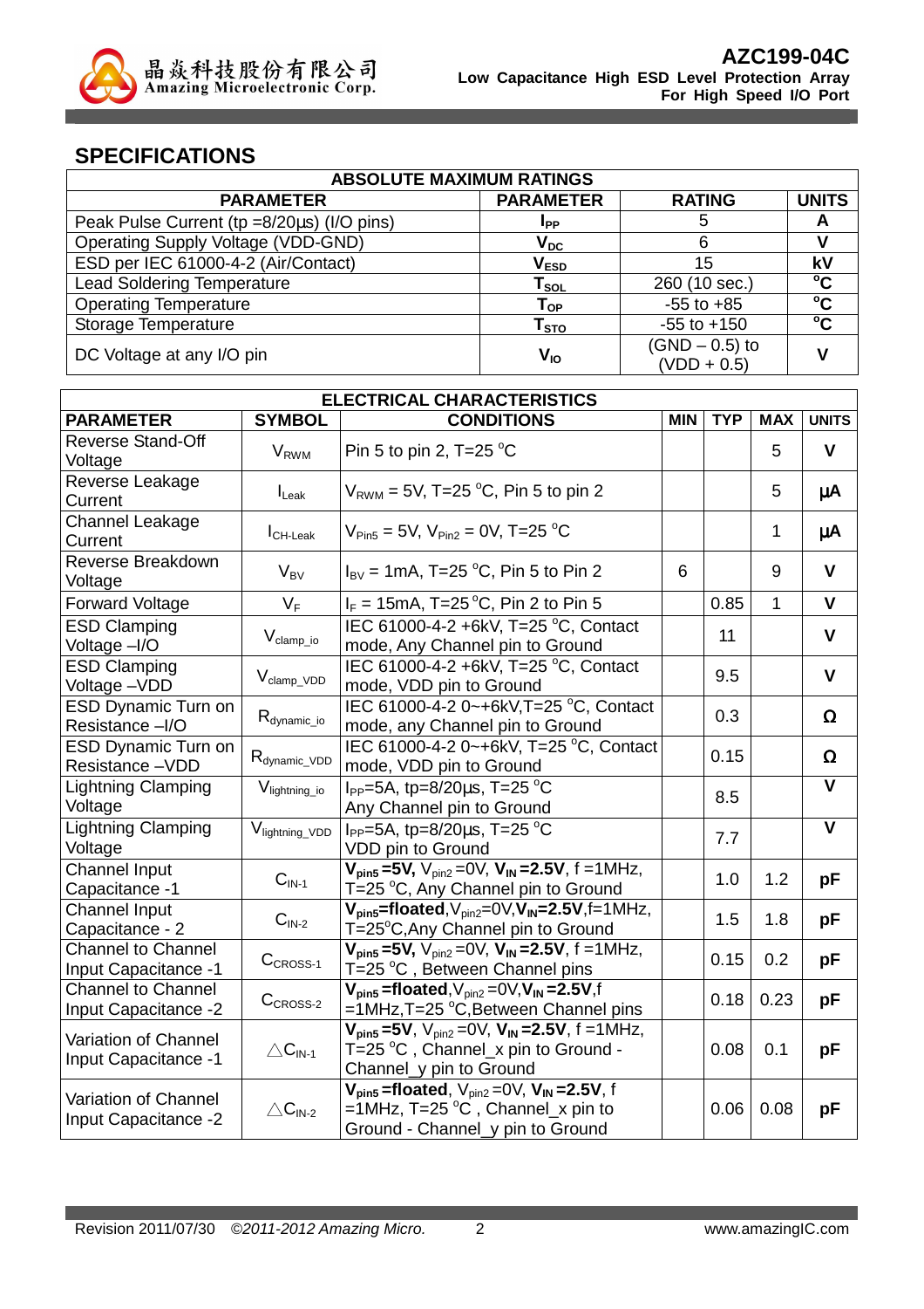## SPECIFICATIONS

| ABSOLUTE MAXIMUM RATINGS | | | |
|---|---|---|---|
| **PARAMETER** | **PARAMETER** | **RATING** | **UNITS** |
| Peak Pulse Current (tp =8/20µs) (I/O pins) | $I_{PP}$ | 5 | **A** |
| Operating Supply Voltage (VDD-GND) | $V_{DC}$ | 6 | **V** |
| ESD per IEC 61000-4-2 (Air/Contact) | $V_{ESD}$ | 15 | **kV** |
| Lead Soldering Temperature | $T_{SOL}$ | 260 (10 sec.) | **°C** |
| Operating Temperature | $T_{OP}$ | -55 to +85 | **°C** |
| Storage Temperature | $T_{STO}$ | -55 to +150 | **°C** |
| DC Voltage at any I/O pin | $V_{IO}$ | (GND – 0.5) to (VDD + 0.5) | **V** |

| ELECTRICAL CHARACTERISTICS | | | | | | |
|---|---|---|---|---|---|---|
| **PARAMETER** | **SYMBOL** | **CONDITIONS** | **MIN** | **TYP** | **MAX** | **UNITS** |
| Reverse Stand-Off Voltage | $V_{RWM}$ | Pin 5 to pin 2, T=25 °C | | | 5 | **V** |
| Reverse Leakage Current | $I_{Leak}$ | $V_{RWM}$ = 5V, T=25 °C, Pin 5 to pin 2 | | | 5 | **µA** |
| Channel Leakage Current | $I_{CH\text{-}Leak}$ | $V_{Pin5}$ = 5V, $V_{Pin2}$ = 0V, T=25 °C | | | 1 | **µA** |
| Reverse Breakdown Voltage | $V_{BV}$ | $I_{BV}$ = 1mA, T=25 °C, Pin 5 to Pin 2 | 6 | | 9 | **V** |
| Forward Voltage | $V_F$ | $I_F$ = 15mA, T=25 °C, Pin 2 to Pin 5 | | 0.85 | 1 | **V** |
| ESD Clamping Voltage –I/O | $V_{clamp\_io}$ | IEC 61000-4-2 +6kV, T=25 °C, Contact mode, Any Channel pin to Ground | | 11 | | **V** |
| ESD Clamping Voltage –VDD | $V_{clamp\_VDD}$ | IEC 61000-4-2 +6kV, T=25 °C, Contact mode, VDD pin to Ground | | 9.5 | | **V** |
| ESD Dynamic Turn on Resistance –I/O | $R_{dynamic\_io}$ | IEC 61000-4-2 0~+6kV, T=25 °C, Contact mode, any Channel pin to Ground | | 0.3 | | **Ω** |
| ESD Dynamic Turn on Resistance –VDD | $R_{dynamic\_VDD}$ | IEC 61000-4-2 0~+6kV, T=25 °C, Contact mode, VDD pin to Ground | | 0.15 | | **Ω** |
| Lightning Clamping Voltage | $V_{lightning\_io}$ | $I_{PP}$=5A, tp=8/20µs, T=25 °C Any Channel pin to Ground | | 8.5 | | **V** |
| Lightning Clamping Voltage | $V_{lightning\_VDD}$ | $I_{PP}$=5A, tp=8/20µs, T=25 °C VDD pin to Ground | | 7.7 | | **V** |
| Channel Input Capacitance -1 | $C_{IN\text{-}1}$ | **$V_{pin5}$ =5V,** $V_{pin2}$ =0V, **$V_{IN}$ =2.5V**, f =1MHz, T=25 °C, Any Channel pin to Ground | | 1.0 | 1.2 | **pF** |
| Channel Input Capacitance - 2 | $C_{IN\text{-}2}$ | **$V_{pin5}$=floated**, $V_{pin2}$=0V, **$V_{IN}$=2.5V**, f=1MHz, T=25°C, Any Channel pin to Ground | | 1.5 | 1.8 | **pF** |
| Channel to Channel Input Capacitance -1 | $C_{CROSS\text{-}1}$ | **$V_{pin5}$ =5V,** $V_{pin2}$ =0V, **$V_{IN}$ =2.5V**, f =1MHz, T=25 °C , Between Channel pins | | 0.15 | 0.2 | **pF** |
| Channel to Channel Input Capacitance -2 | $C_{CROSS\text{-}2}$ | **$V_{pin5}$ =floated**, $V_{pin2}$ =0V, **$V_{IN}$ =2.5V**, f =1MHz, T=25 °C, Between Channel pins | | 0.18 | 0.23 | **pF** |
| Variation of Channel Input Capacitance -1 | $\triangle C_{IN\text{-}1}$ | **$V_{pin5}$ =5V**, $V_{pin2}$ =0V, **$V_{IN}$ =2.5V**, f =1MHz, T=25 °C , Channel_x pin to Ground - Channel_y pin to Ground | | 0.08 | 0.1 | **pF** |
| Variation of Channel Input Capacitance -2 | $\triangle C_{IN\text{-}2}$ | **$V_{pin5}$ =floated**, $V_{pin2}$ =0V, **$V_{IN}$ =2.5V**, f =1MHz, T=25 °C , Channel_x pin to Ground - Channel_y pin to Ground | | 0.06 | 0.08 | **pF** |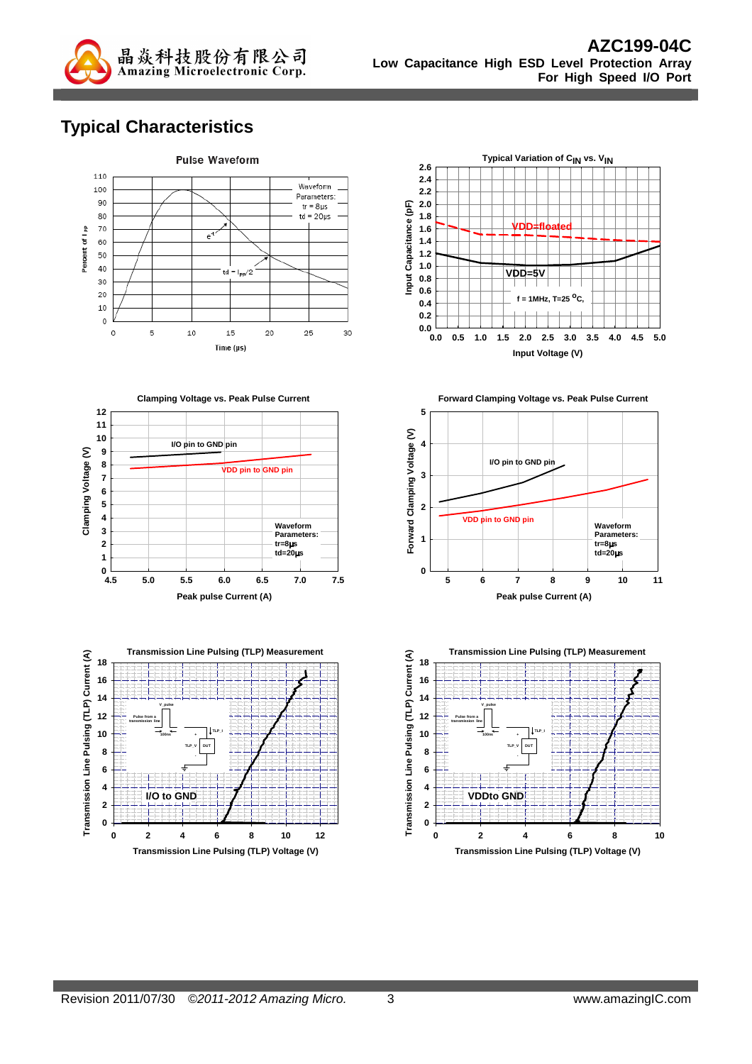## Typical Characteristics

**Pulse Waveform**

Waveform Parameters: tr = 8μs, td = 20μs

Percent of $I_{PP}$ vs. Time (μs)

**Typical Variation of $C_{IN}$ vs. $V_{IN}$**

VDD=floated

VDD=5V

f = 1MHz, T=25 °C,

Input Capacitance (pF) vs. Input Voltage (V)

**Clamping Voltage vs. Peak Pulse Current**

I/O pin to GND pin

VDD pin to GND pin

Waveform Parameters: tr=8μs td=20μs

Clamping Voltage (V) vs. Peak pulse Current (A)

**Forward Clamping Voltage vs. Peak Pulse Current**

I/O pin to GND pin

VDD pin to GND pin

Waveform Parameters: tr=8μs td=20μs

Forward Clamping Voltage (V) vs. Peak pulse Current (A)

**Transmission Line Pulsing (TLP) Measurement**

I/O to GND

Transmission Line Pulsing (TLP) Current (A) vs. Transmission Line Pulsing (TLP) Voltage (V)

**Transmission Line Pulsing (TLP) Measurement**

VDDto GND

Transmission Line Pulsing (TLP) Current (A) vs. Transmission Line Pulsing (TLP) Voltage (V)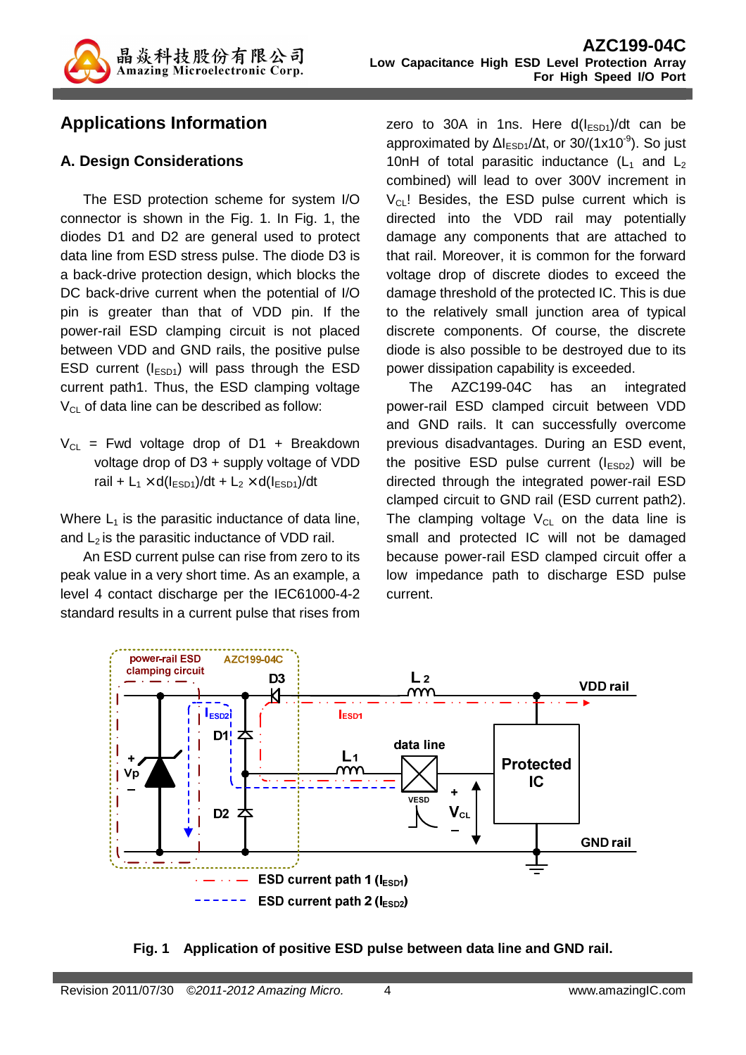## Applications Information

### A. Design Considerations

The ESD protection scheme for system I/O connector is shown in the Fig. 1. In Fig. 1, the diodes D1 and D2 are general used to protect data line from ESD stress pulse. The diode D3 is a back-drive protection design, which blocks the DC back-drive current when the potential of I/O pin is greater than that of VDD pin. If the power-rail ESD clamping circuit is not placed between VDD and GND rails, the positive pulse ESD current ($I_{ESD1}$) will pass through the ESD current path1. Thus, the ESD clamping voltage $V_{CL}$ of data line can be described as follow:

$V_{CL}$ = Fwd voltage drop of D1 + Breakdown voltage drop of D3 + supply voltage of VDD rail + $L_1 \times d(I_{ESD1})/dt$ + $L_2 \times d(I_{ESD1})/dt$

Where $L_1$ is the parasitic inductance of data line, and $L_2$ is the parasitic inductance of VDD rail.

An ESD current pulse can rise from zero to its peak value in a very short time. As an example, a level 4 contact discharge per the IEC61000-4-2 standard results in a current pulse that rises from zero to 30A in 1ns. Here $d(I_{ESD1})/dt$ can be approximated by $\Delta I_{ESD1}/\Delta t$, or $30/(1\times10^{-9})$. So just 10nH of total parasitic inductance ($L_1$ and $L_2$ combined) will lead to over 300V increment in $V_{CL}$! Besides, the ESD pulse current which is directed into the VDD rail may potentially damage any components that are attached to that rail. Moreover, it is common for the forward voltage drop of discrete diodes to exceed the damage threshold of the protected IC. This is due to the relatively small junction area of typical discrete components. Of course, the discrete diode is also possible to be destroyed due to its power dissipation capability is exceeded.

The AZC199-04C has an integrated power-rail ESD clamped circuit between VDD and GND rails. It can successfully overcome previous disadvantages. During an ESD event, the positive ESD pulse current ($I_{ESD2}$) will be directed through the integrated power-rail ESD clamped circuit to GND rail (ESD current path2). The clamping voltage $V_{CL}$ on the data line is small and protected IC will not be damaged because power-rail ESD clamped circuit offer a low impedance path to discharge ESD pulse current.

**Fig. 1 Application of positive ESD pulse between data line and GND rail.**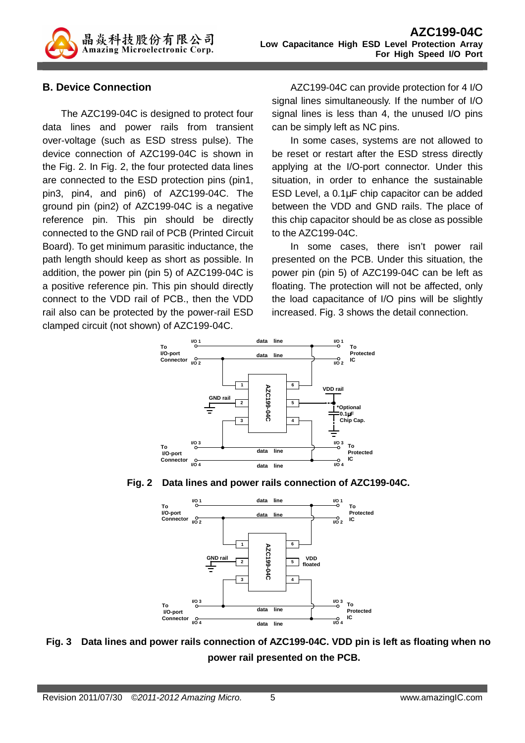## B. Device Connection

The AZC199-04C is designed to protect four data lines and power rails from transient over-voltage (such as ESD stress pulse). The device connection of AZC199-04C is shown in the Fig. 2. In Fig. 2, the four protected data lines are connected to the ESD protection pins (pin1, pin3, pin4, and pin6) of AZC199-04C. The ground pin (pin2) of AZC199-04C is a negative reference pin. This pin should be directly connected to the GND rail of PCB (Printed Circuit Board). To get minimum parasitic inductance, the path length should keep as short as possible. In addition, the power pin (pin 5) of AZC199-04C is a positive reference pin. This pin should directly connect to the VDD rail of PCB., then the VDD rail also can be protected by the power-rail ESD clamped circuit (not shown) of AZC199-04C.

AZC199-04C can provide protection for 4 I/O signal lines simultaneously. If the number of I/O signal lines is less than 4, the unused I/O pins can be simply left as NC pins.

In some cases, systems are not allowed to be reset or restart after the ESD stress directly applying at the I/O-port connector. Under this situation, in order to enhance the sustainable ESD Level, a 0.1μF chip capacitor can be added between the VDD and GND rails. The place of this chip capacitor should be as close as possible to the AZC199-04C.

In some cases, there isn't power rail presented on the PCB. Under this situation, the power pin (pin 5) of AZC199-04C can be left as floating. The protection will not be affected, only the load capacitance of I/O pins will be slightly increased. Fig. 3 shows the detail connection.

**Fig. 2 Data lines and power rails connection of AZC199-04C.**

**Fig. 3 Data lines and power rails connection of AZC199-04C. VDD pin is left as floating when no power rail presented on the PCB.**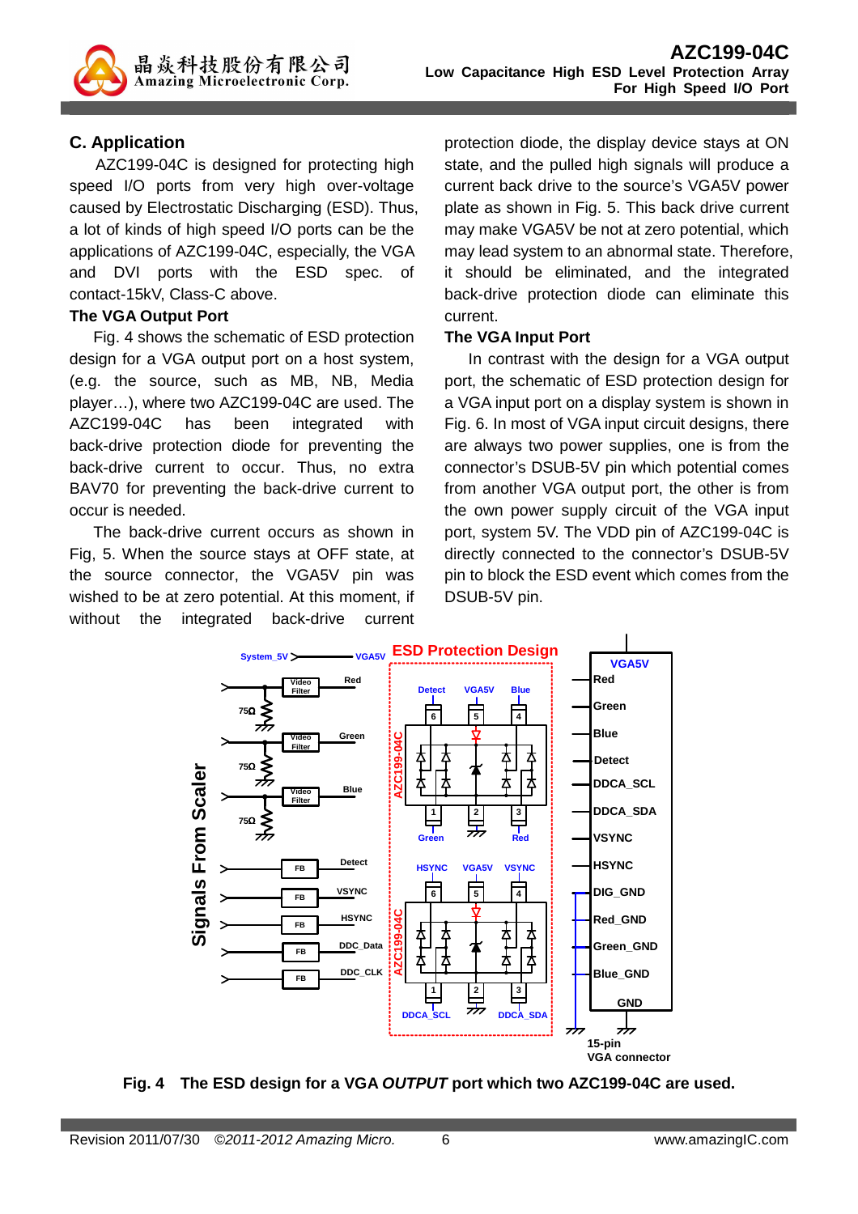## C. Application

AZC199-04C is designed for protecting high speed I/O ports from very high over-voltage caused by Electrostatic Discharging (ESD). Thus, a lot of kinds of high speed I/O ports can be the applications of AZC199-04C, especially, the VGA and DVI ports with the ESD spec. of contact-15kV, Class-C above.

### The VGA Output Port

Fig. 4 shows the schematic of ESD protection design for a VGA output port on a host system, (e.g. the source, such as MB, NB, Media player…), where two AZC199-04C are used. The AZC199-04C has been integrated with back-drive protection diode for preventing the back-drive current to occur. Thus, no extra BAV70 for preventing the back-drive current to occur is needed.

The back-drive current occurs as shown in Fig, 5. When the source stays at OFF state, at the source connector, the VGA5V pin was wished to be at zero potential. At this moment, if without the integrated back-drive current protection diode, the display device stays at ON state, and the pulled high signals will produce a current back drive to the source's VGA5V power plate as shown in Fig. 5. This back drive current may make VGA5V be not at zero potential, which may lead system to an abnormal state. Therefore, it should be eliminated, and the integrated back-drive protection diode can eliminate this current.

### The VGA Input Port

In contrast with the design for a VGA output port, the schematic of ESD protection design for a VGA input port on a display system is shown in Fig. 6. In most of VGA input circuit designs, there are always two power supplies, one is from the connector's DSUB-5V pin which potential comes from another VGA output port, the other is from the own power supply circuit of the VGA input port, system 5V. The VDD pin of AZC199-04C is directly connected to the connector's DSUB-5V pin to block the ESD event which comes from the DSUB-5V pin.

**Fig. 4 The ESD design for a VGA *OUTPUT* port which two AZC199-04C are used.**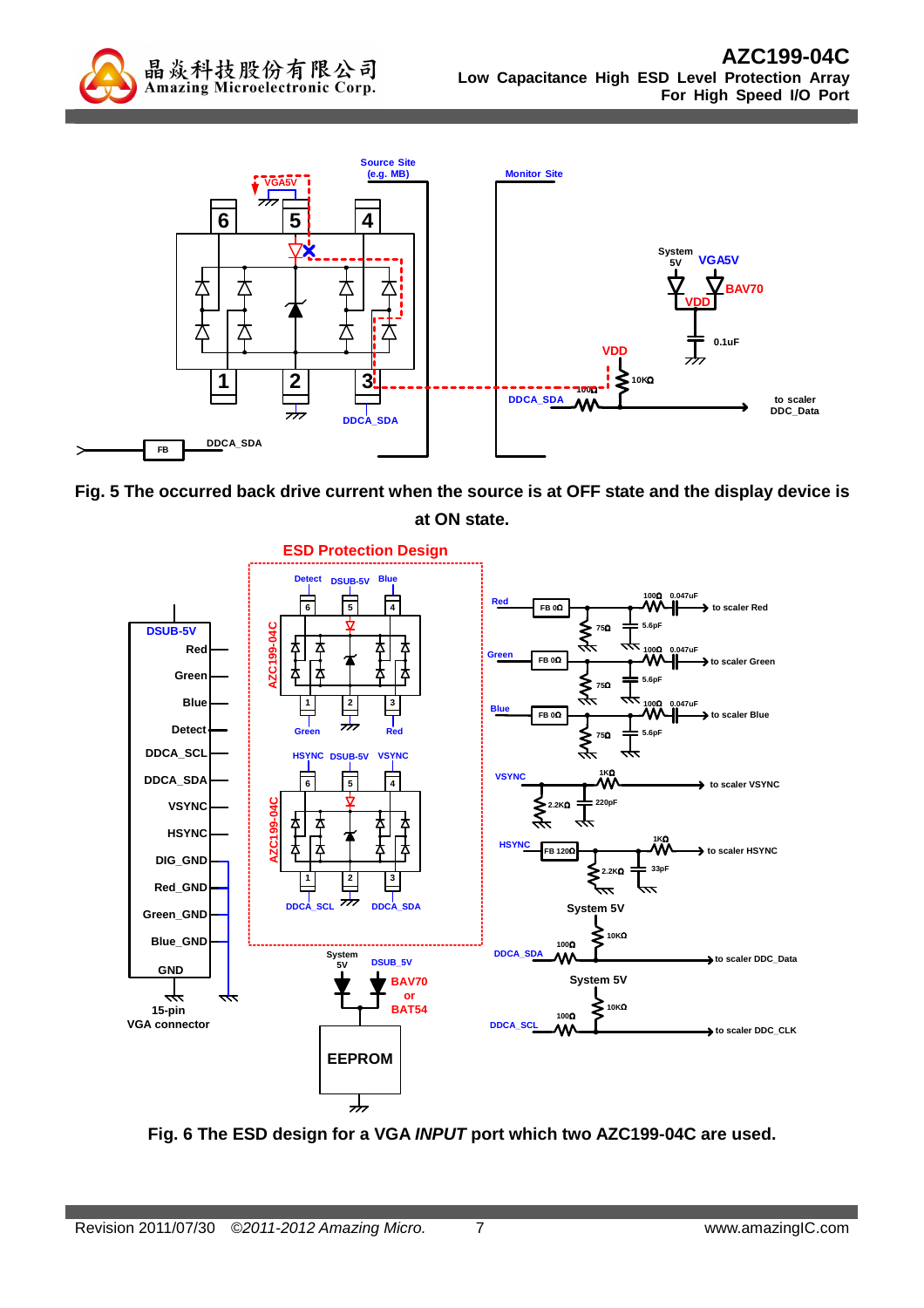Fig. 5 The occurred back drive current when the source is at OFF state and the display device is at ON state.

Fig. 6 The ESD design for a VGA *INPUT* port which two AZC199-04C are used.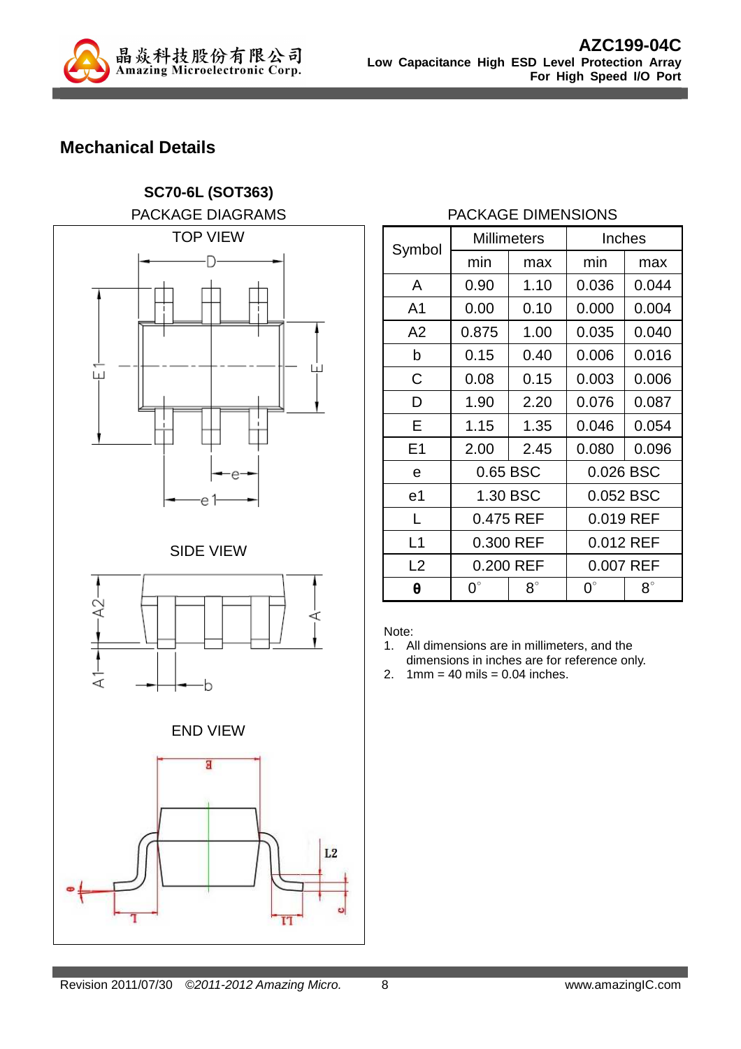## Mechanical Details

**SC70-6L (SOT363)**

PACKAGE DIAGRAMS

TOP VIEW

SIDE VIEW

END VIEW

PACKAGE DIMENSIONS

| Symbol | Millimeters | | Inches | |
|---|---|---|---|---|
| | min | max | min | max |
| A | 0.90 | 1.10 | 0.036 | 0.044 |
| A1 | 0.00 | 0.10 | 0.000 | 0.004 |
| A2 | 0.875 | 1.00 | 0.035 | 0.040 |
| b | 0.15 | 0.40 | 0.006 | 0.016 |
| C | 0.08 | 0.15 | 0.003 | 0.006 |
| D | 1.90 | 2.20 | 0.076 | 0.087 |
| E | 1.15 | 1.35 | 0.046 | 0.054 |
| E1 | 2.00 | 2.45 | 0.080 | 0.096 |
| e | 0.65 BSC | | 0.026 BSC | |
| e1 | 1.30 BSC | | 0.052 BSC | |
| L | 0.475 REF | | 0.019 REF | |
| L1 | 0.300 REF | | 0.012 REF | |
| L2 | 0.200 REF | | 0.007 REF | |
| θ | 0° | 8° | 0° | 8° |

Note:
1. All dimensions are in millimeters, and the dimensions in inches are for reference only.
2. 1mm = 40 mils = 0.04 inches.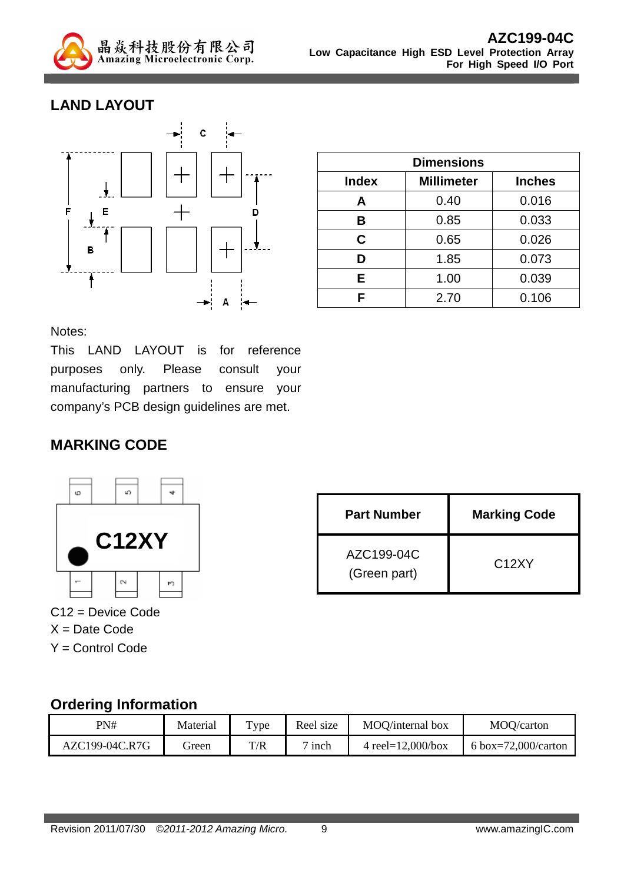## LAND LAYOUT

| Dimensions | | |
|---|---|---|
| **Index** | **Millimeter** | **Inches** |
| **A** | 0.40 | 0.016 |
| **B** | 0.85 | 0.033 |
| **C** | 0.65 | 0.026 |
| **D** | 1.85 | 0.073 |
| **E** | 1.00 | 0.039 |
| **F** | 2.70 | 0.106 |

Notes:
This LAND LAYOUT is for reference purposes only. Please consult your manufacturing partners to ensure your company's PCB design guidelines are met.

## MARKING CODE

C12 = Device Code
X = Date Code
Y = Control Code

| Part Number | Marking Code |
|---|---|
| AZC199-04C (Green part) | C12XY |

## Ordering Information

| PN# | Material | Type | Reel size | MOQ/internal box | MOQ/carton |
|---|---|---|---|---|---|
| AZC199-04C.R7G | Green | T/R | 7 inch | 4 reel=12,000/box | 6 box=72,000/carton |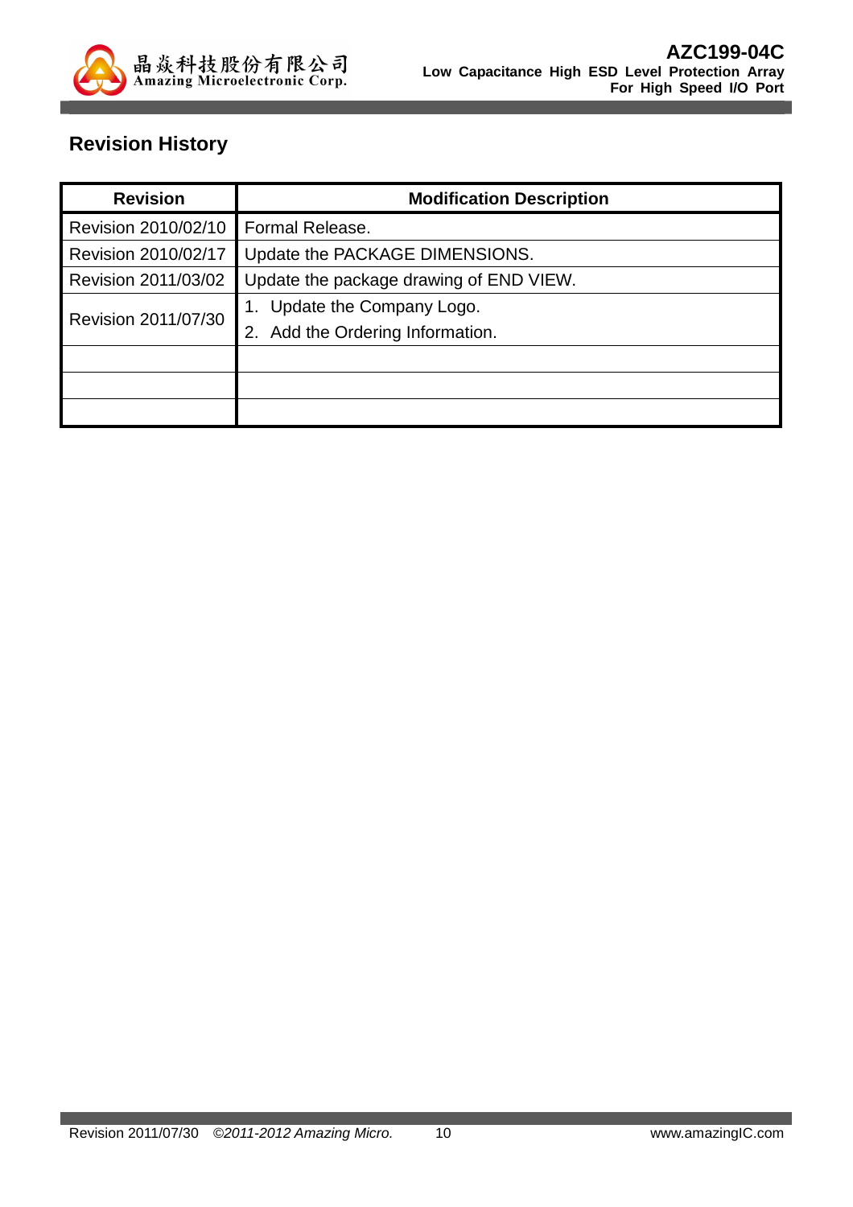## Revision History

| Revision | Modification Description |
|---|---|
| Revision 2010/02/10 | Formal Release. |
| Revision 2010/02/17 | Update the PACKAGE DIMENSIONS. |
| Revision 2011/03/02 | Update the package drawing of END VIEW. |
| Revision 2011/07/30 | 1. Update the Company Logo.<br>2. Add the Ordering Information. |
| | |
| | |
| | |